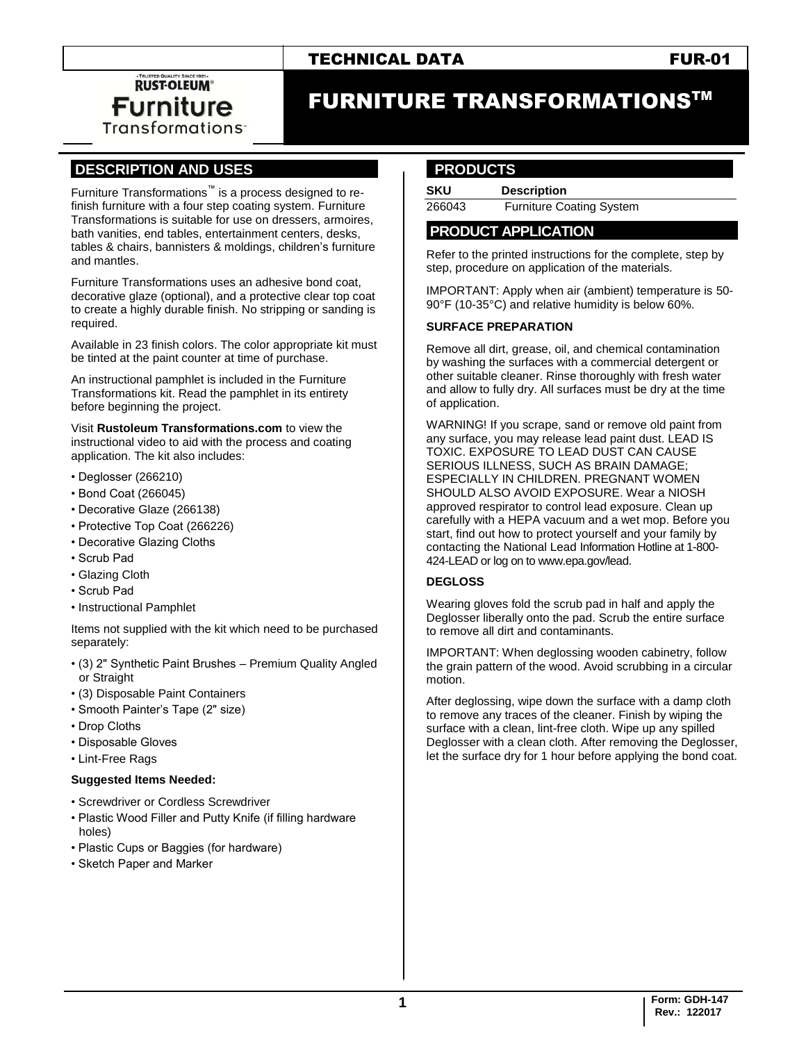TECHNICAL DATA FUR-01

# FURNITURE TRANSFORMATIONS™

## DESCRIPTION AND USES

Furniture Transformations™ is a process designed to re-finish furniture with a four step coating system. Furniture Transformations is suitable for use on dressers, armoires, bath vanities, end tables, entertainment centers, desks, tables & chairs, bannisters & moldings, children's furniture and mantles.

Furniture Transformations uses an adhesive bond coat, decorative glaze (optional), and a protective clear top coat to create a highly durable finish. No stripping or sanding is required.

Available in 23 finish colors. The color appropriate kit must be tinted at the paint counter at time of purchase.

An instructional pamphlet is included in the Furniture Transformations kit. Read the pamphlet in its entirety before beginning the project.

Visit **Rustoleum Transformations.com** to view the instructional video to aid with the process and coating application. The kit also includes:

- Deglosser (266210)
- Bond Coat (266045)
- Decorative Glaze (266138)
- Protective Top Coat (266226)
- Decorative Glazing Cloths
- Scrub Pad
- Glazing Cloth
- Scrub Pad
- Instructional Pamphlet

Items not supplied with the kit which need to be purchased separately:

- (3) 2" Synthetic Paint Brushes – Premium Quality Angled or Straight
- (3) Disposable Paint Containers
- Smooth Painter's Tape (2" size)
- Drop Cloths
- Disposable Gloves
- Lint-Free Rags

**Suggested Items Needed:**

- Screwdriver or Cordless Screwdriver
- Plastic Wood Filler and Putty Knife (if filling hardware holes)
- Plastic Cups or Baggies (for hardware)
- Sketch Paper and Marker

## PRODUCTS

| SKU | Description |
|---|---|
| 266043 | Furniture Coating System |

## PRODUCT APPLICATION

Refer to the printed instructions for the complete, step by step, procedure on application of the materials.

IMPORTANT: Apply when air (ambient) temperature is 50-90°F (10-35°C) and relative humidity is below 60%.

### SURFACE PREPARATION

Remove all dirt, grease, oil, and chemical contamination by washing the surfaces with a commercial detergent or other suitable cleaner. Rinse thoroughly with fresh water and allow to fully dry. All surfaces must be dry at the time of application.

WARNING! If you scrape, sand or remove old paint from any surface, you may release lead paint dust. LEAD IS TOXIC. EXPOSURE TO LEAD DUST CAN CAUSE SERIOUS ILLNESS, SUCH AS BRAIN DAMAGE; ESPECIALLY IN CHILDREN. PREGNANT WOMEN SHOULD ALSO AVOID EXPOSURE. Wear a NIOSH approved respirator to control lead exposure. Clean up carefully with a HEPA vacuum and a wet mop. Before you start, find out how to protect yourself and your family by contacting the National Lead Information Hotline at 1-800-424-LEAD or log on to www.epa.gov/lead.

### DEGLOSS

Wearing gloves fold the scrub pad in half and apply the Deglosser liberally onto the pad. Scrub the entire surface to remove all dirt and contaminants.

IMPORTANT: When deglossing wooden cabinetry, follow the grain pattern of the wood. Avoid scrubbing in a circular motion.

After deglossing, wipe down the surface with a damp cloth to remove any traces of the cleaner. Finish by wiping the surface with a clean, lint-free cloth. Wipe up any spilled Deglosser with a clean cloth. After removing the Deglosser, let the surface dry for 1 hour before applying the bond coat.

Form: GDH-147
Rev.: 122017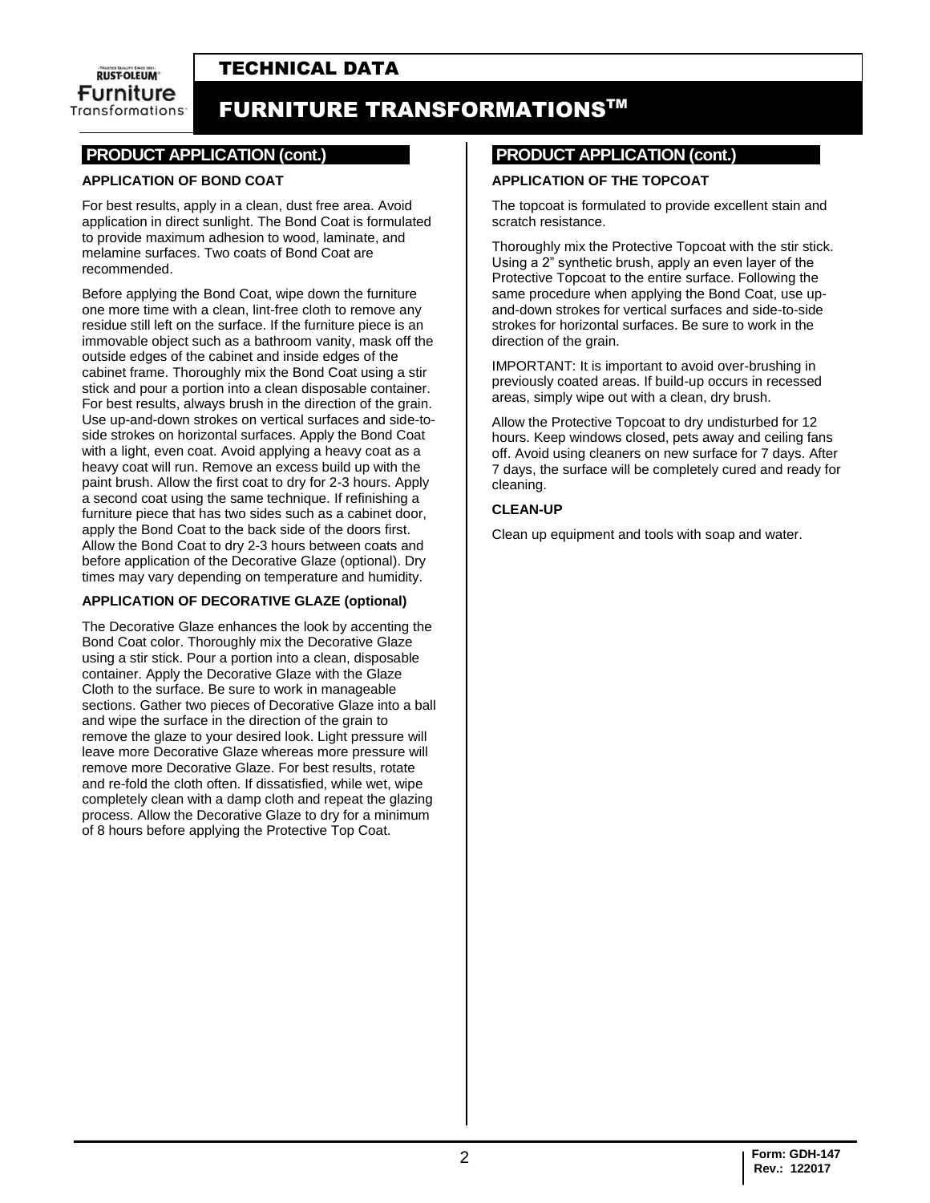## PRODUCT APPLICATION (cont.)

### APPLICATION OF BOND COAT

For best results, apply in a clean, dust free area. Avoid application in direct sunlight. The Bond Coat is formulated to provide maximum adhesion to wood, laminate, and melamine surfaces. Two coats of Bond Coat are recommended.

Before applying the Bond Coat, wipe down the furniture one more time with a clean, lint-free cloth to remove any residue still left on the surface. If the furniture piece is an immovable object such as a bathroom vanity, mask off the outside edges of the cabinet and inside edges of the cabinet frame. Thoroughly mix the Bond Coat using a stir stick and pour a portion into a clean disposable container. For best results, always brush in the direction of the grain. Use up-and-down strokes on vertical surfaces and side-to-side strokes on horizontal surfaces. Apply the Bond Coat with a light, even coat. Avoid applying a heavy coat as a heavy coat will run. Remove an excess build up with the paint brush. Allow the first coat to dry for 2-3 hours. Apply a second coat using the same technique. If refinishing a furniture piece that has two sides such as a cabinet door, apply the Bond Coat to the back side of the doors first. Allow the Bond Coat to dry 2-3 hours between coats and before application of the Decorative Glaze (optional). Dry times may vary depending on temperature and humidity.

### APPLICATION OF DECORATIVE GLAZE (optional)

The Decorative Glaze enhances the look by accenting the Bond Coat color. Thoroughly mix the Decorative Glaze using a stir stick. Pour a portion into a clean, disposable container. Apply the Decorative Glaze with the Glaze Cloth to the surface. Be sure to work in manageable sections. Gather two pieces of Decorative Glaze into a ball and wipe the surface in the direction of the grain to remove the glaze to your desired look. Light pressure will leave more Decorative Glaze whereas more pressure will remove more Decorative Glaze. For best results, rotate and re-fold the cloth often. If dissatisfied, while wet, wipe completely clean with a damp cloth and repeat the glazing process. Allow the Decorative Glaze to dry for a minimum of 8 hours before applying the Protective Top Coat.

## PRODUCT APPLICATION (cont.)

### APPLICATION OF THE TOPCOAT

The topcoat is formulated to provide excellent stain and scratch resistance.

Thoroughly mix the Protective Topcoat with the stir stick. Using a 2” synthetic brush, apply an even layer of the Protective Topcoat to the entire surface. Following the same procedure when applying the Bond Coat, use up-and-down strokes for vertical surfaces and side-to-side strokes for horizontal surfaces. Be sure to work in the direction of the grain.

IMPORTANT: It is important to avoid over-brushing in previously coated areas. If build-up occurs in recessed areas, simply wipe out with a clean, dry brush.

Allow the Protective Topcoat to dry undisturbed for 12 hours. Keep windows closed, pets away and ceiling fans off. Avoid using cleaners on new surface for 7 days. After 7 days, the surface will be completely cured and ready for cleaning.

### CLEAN-UP

Clean up equipment and tools with soap and water.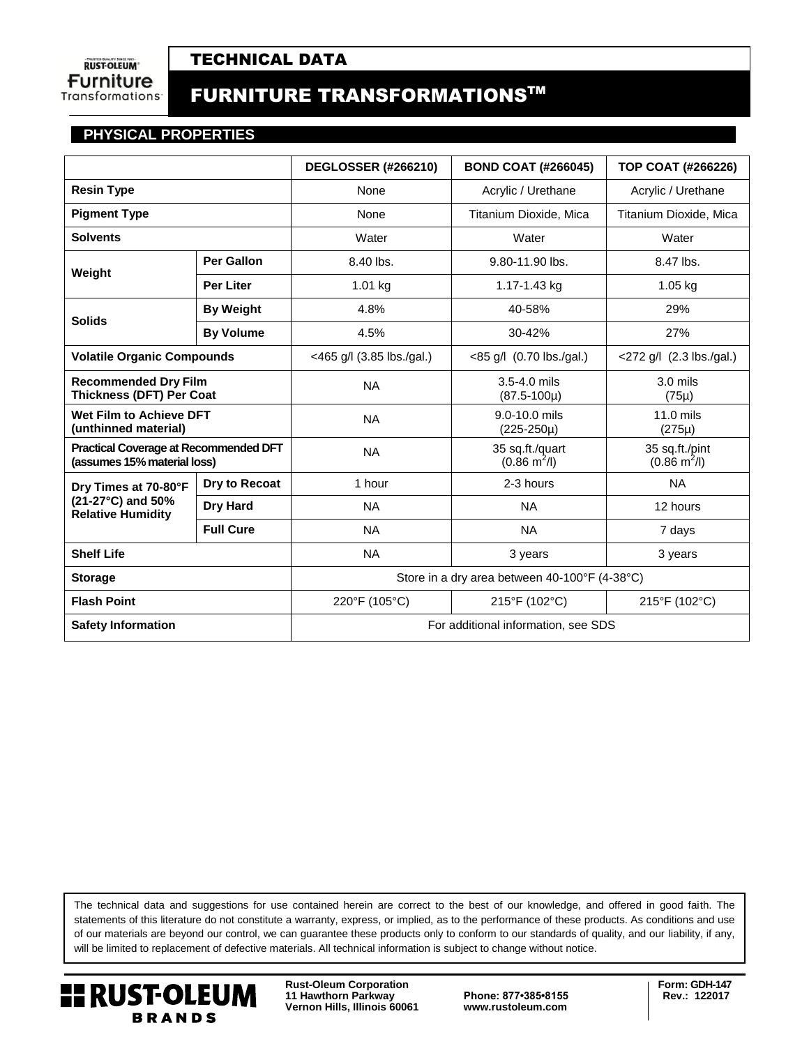# TECHNICAL DATA

# FURNITURE TRANSFORMATIONS™

## PHYSICAL PROPERTIES

| | | DEGLOSSER (#266210) | BOND COAT (#266045) | TOP COAT (#266226) |
|---|---|---|---|---|
| **Resin Type** | | None | Acrylic / Urethane | Acrylic / Urethane |
| **Pigment Type** | | None | Titanium Dioxide, Mica | Titanium Dioxide, Mica |
| **Solvents** | | Water | Water | Water |
| **Weight** | **Per Gallon** | 8.40 lbs. | 9.80-11.90 lbs. | 8.47 lbs. |
| | **Per Liter** | 1.01 kg | 1.17-1.43 kg | 1.05 kg |
| **Solids** | **By Weight** | 4.8% | 40-58% | 29% |
| | **By Volume** | 4.5% | 30-42% | 27% |
| **Volatile Organic Compounds** | | <465 g/l (3.85 lbs./gal.) | <85 g/l (0.70 lbs./gal.) | <272 g/l (2.3 lbs./gal.) |
| **Recommended Dry Film Thickness (DFT) Per Coat** | | NA | 3.5-4.0 mils (87.5-100µ) | 3.0 mils (75µ) |
| **Wet Film to Achieve DFT (unthinned material)** | | NA | 9.0-10.0 mils (225-250µ) | 11.0 mils (275µ) |
| **Practical Coverage at Recommended DFT (assumes 15% material loss)** | | NA | 35 sq.ft./quart (0.86 $m^2$/l) | 35 sq.ft./pint (0.86 $m^2$/l) |
| **Dry Times at 70-80°F (21-27°C) and 50% Relative Humidity** | **Dry to Recoat** | 1 hour | 2-3 hours | NA |
| | **Dry Hard** | NA | NA | 12 hours |
| | **Full Cure** | NA | NA | 7 days |
| **Shelf Life** | | NA | 3 years | 3 years |
| **Storage** | | Store in a dry area between 40-100°F (4-38°C) | | |
| **Flash Point** | | 220°F (105°C) | 215°F (102°C) | 215°F (102°C) |
| **Safety Information** | | For additional information, see SDS | | |

The technical data and suggestions for use contained herein are correct to the best of our knowledge, and offered in good faith. The statements of this literature do not constitute a warranty, express, or implied, as to the performance of these products. As conditions and use of our materials are beyond our control, we can guarantee these products only to conform to our standards of quality, and our liability, if any, will be limited to replacement of defective materials. All technical information is subject to change without notice.

**Rust-Oleum Corporation**
**11 Hawthorn Parkway**
**Vernon Hills, Illinois 60061**

**Phone: 877•385•8155**
**www.rustoleum.com**

**Form: GDH-147**
**Rev.: 122017**